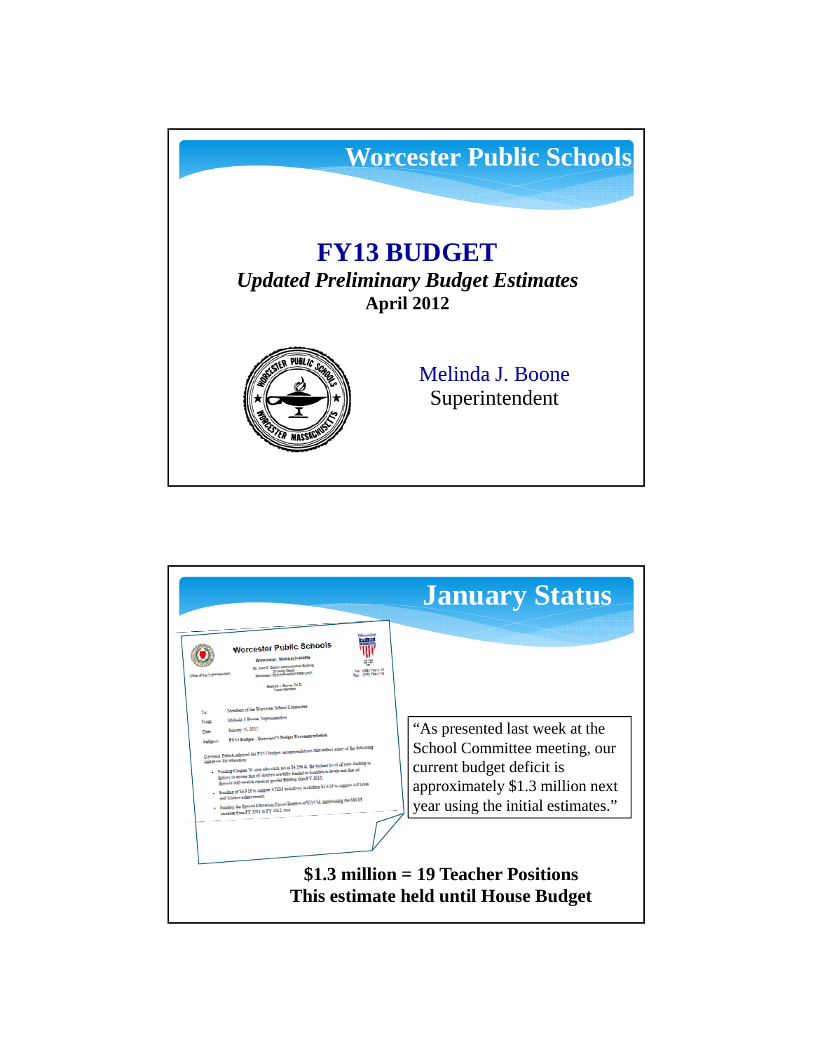# Worcester Public Schools

## FY13 BUDGET

***Updated Preliminary Budget Estimates***

**April 2012**

Melinda J. Boone
Superintendent

---

# January Status

Worcester Public Schools
Worcester, Massachusetts

To: Members of the Worcester School Committee
From: Melinda J. Boone, Superintendent
Date: January 15, 2012
Subject: FY13 Budget – Governor's Budget Recommendation

"As presented last week at the School Committee meeting, our current budget deficit is approximately $1.3 million next year using the initial estimates."

**$1.3 million = 19 Teacher Positions**
**This estimate held until House Budget**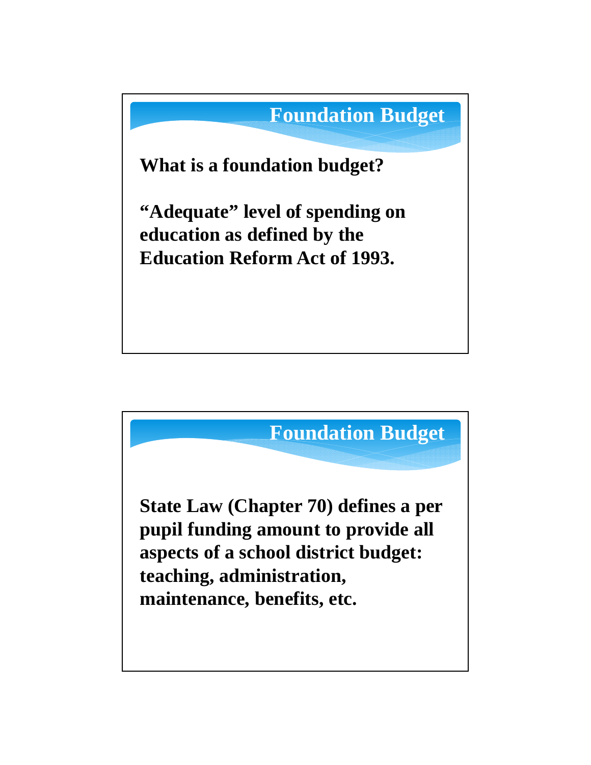## Foundation Budget

**What is a foundation budget?**

**"Adequate" level of spending on education as defined by the Education Reform Act of 1993.**

## Foundation Budget

**State Law (Chapter 70) defines a per pupil funding amount to provide all aspects of a school district budget: teaching, administration, maintenance, benefits, etc.**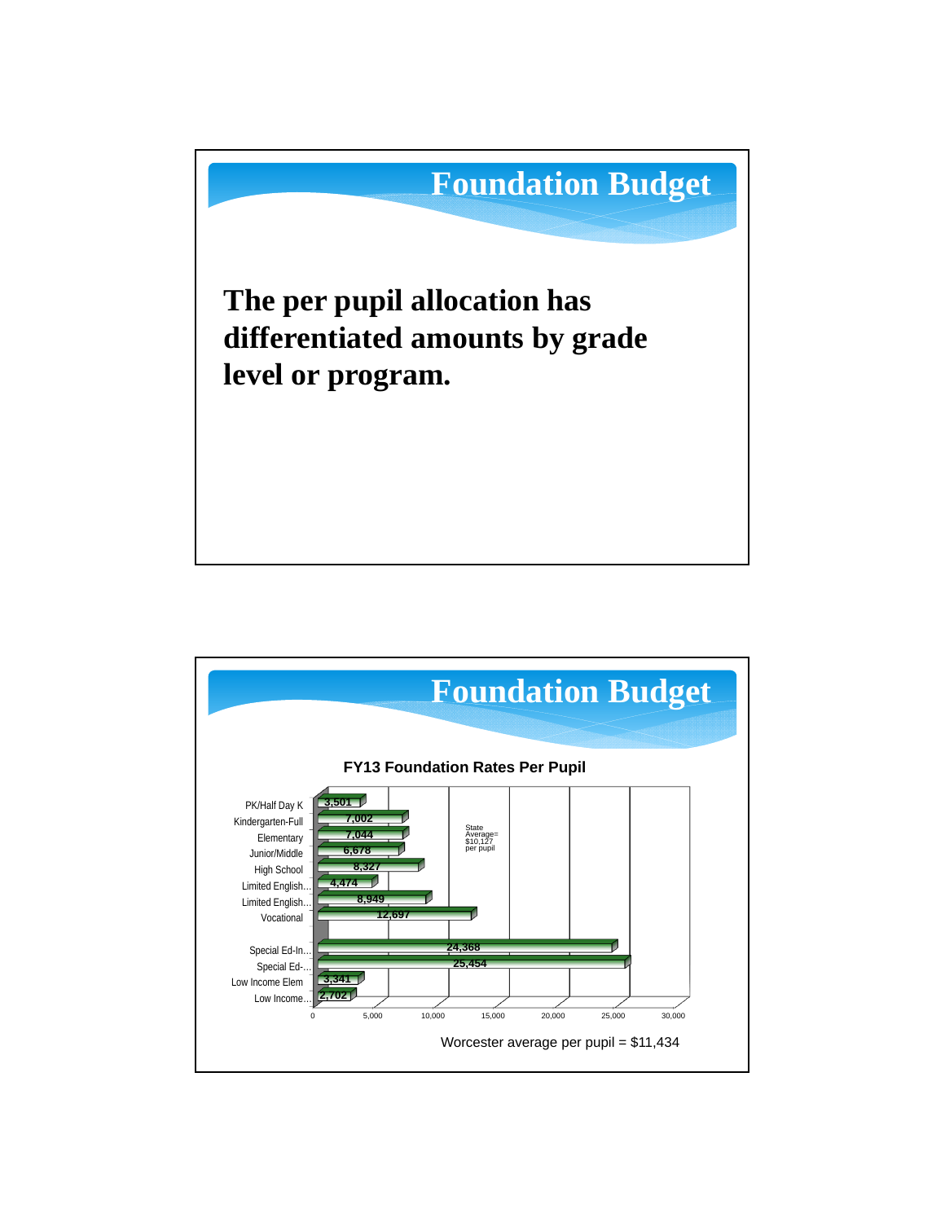# Foundation Budget

**The per pupil allocation has differentiated amounts by grade level or program.**

# Foundation Budget

**FY13 Foundation Rates Per Pupil**

| Category | Rate |
|---|---|
| PK/Half Day K | 3,501 |
| Kindergarten-Full | 7,002 |
| Elementary | 7,044 |
| Junior/Middle | 6,678 |
| High School | 8,327 |
| Limited English... | 4,474 |
| Limited English... | 8,949 |
| Vocational | 12,697 |
| Special Ed-In... | 24,368 |
| Special Ed-... | 25,454 |
| Low Income Elem | 3,341 |
| Low Income... | 2,702 |

State Average= $10,127 per pupil

Worcester average per pupil = $11,434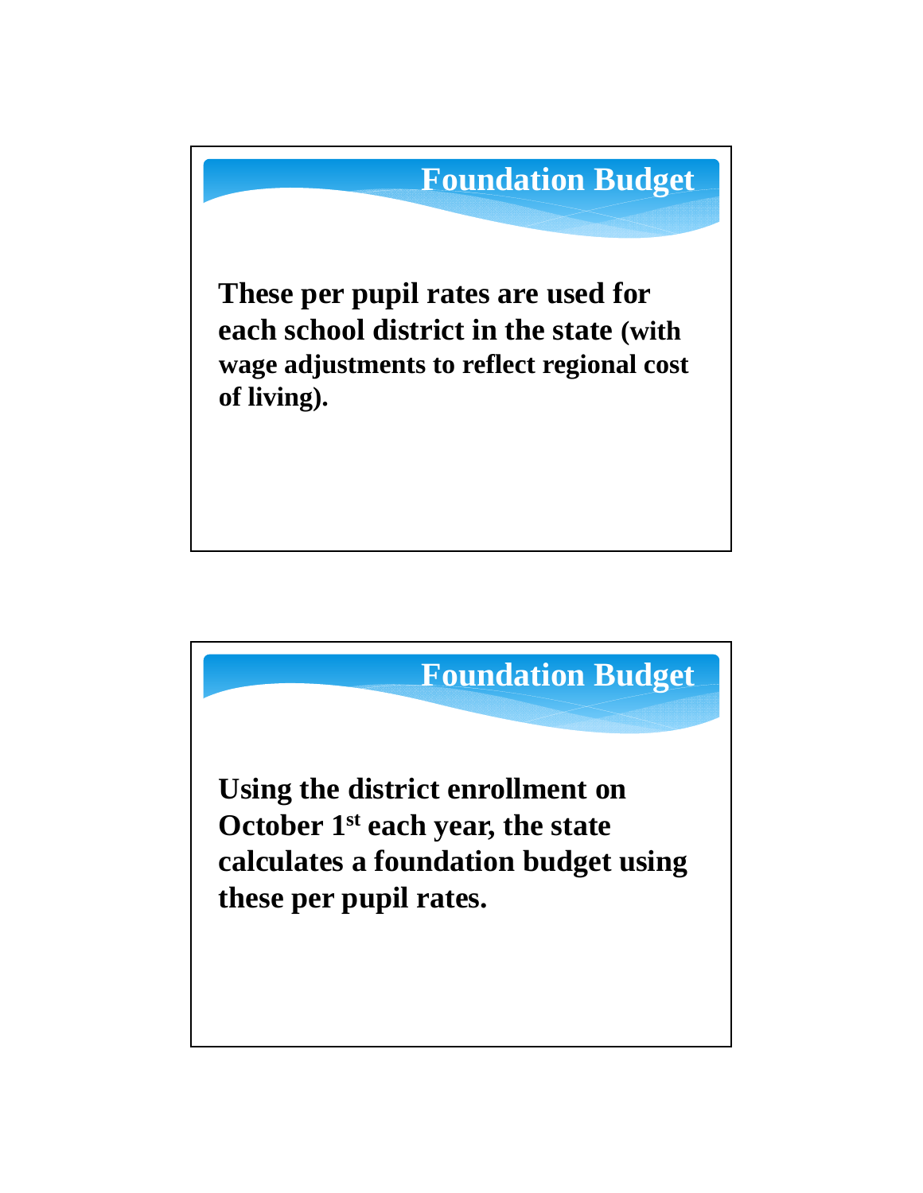## Foundation Budget

**These per pupil rates are used for each school district in the state (with wage adjustments to reflect regional cost of living).**

## Foundation Budget

**Using the district enrollment on October 1st each year, the state calculates a foundation budget using these per pupil rates.**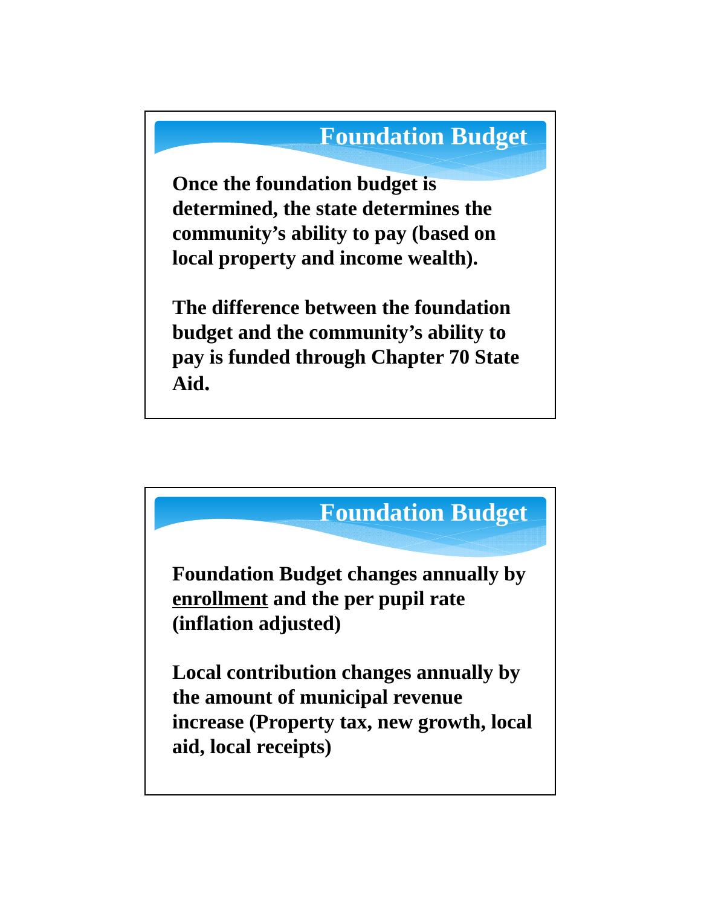## Foundation Budget

**Once the foundation budget is determined, the state determines the community's ability to pay (based on local property and income wealth).**

**The difference between the foundation budget and the community's ability to pay is funded through Chapter 70 State Aid.**

## Foundation Budget

**Foundation Budget changes annually by <u>enrollment</u> and the per pupil rate (inflation adjusted)**

**Local contribution changes annually by the amount of municipal revenue increase (Property tax, new growth, local aid, local receipts)**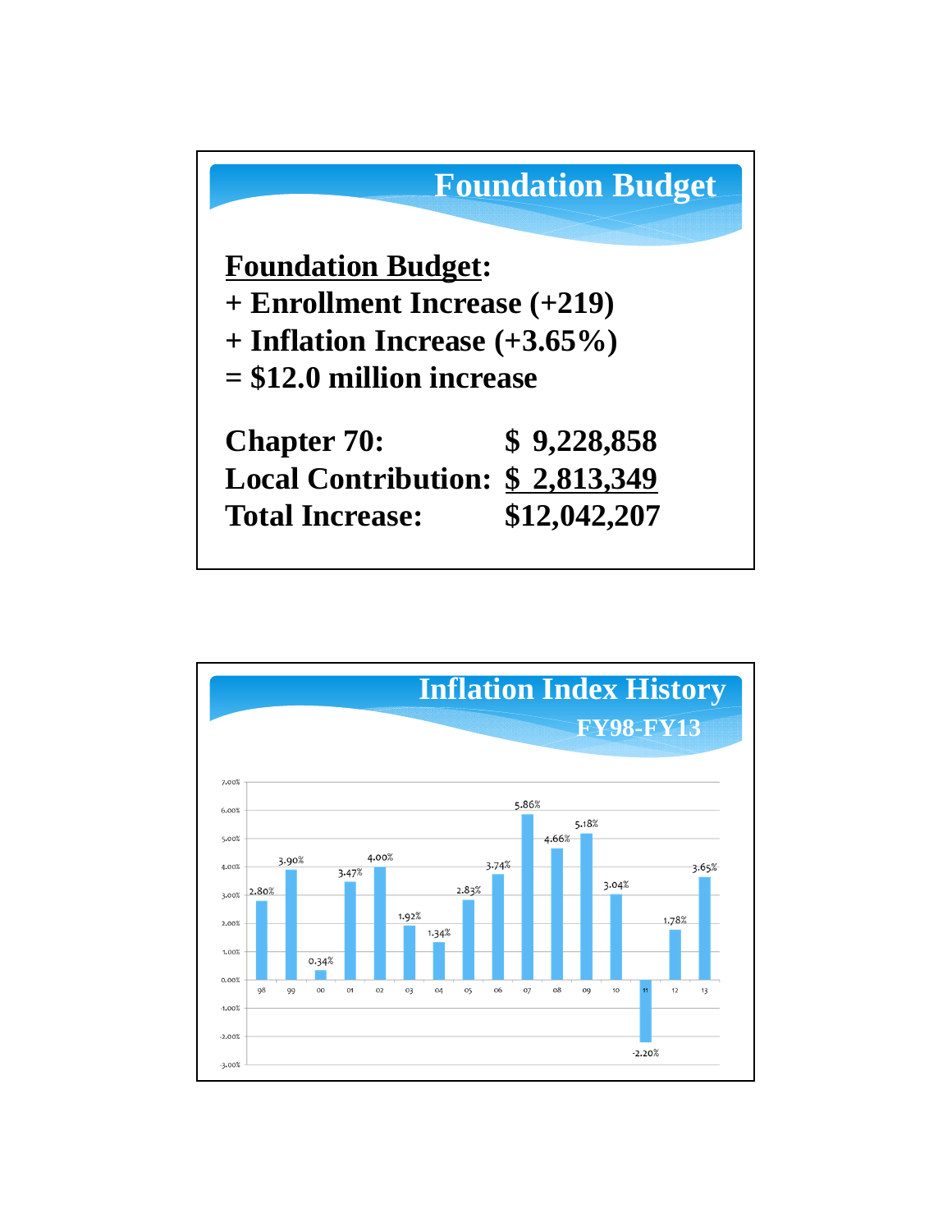## Foundation Budget

**<u>Foundation Budget</u>:**
**+ Enrollment Increase (+219)**
**+ Inflation Increase (+3.65%)**
**= $12.0 million increase**

| | |
|---|---|
| **Chapter 70:** | **$ 9,228,858** |
| **Local Contribution:** | **<u>$ 2,813,349</u>** |
| **Total Increase:** | **$12,042,207** |

## Inflation Index History

### FY98-FY13

| FY | 98 | 99 | 00 | 01 | 02 | 03 | 04 | 05 | 06 | 07 | 08 | 09 | 10 | 11 | 12 | 13 |
|---|---|---|---|---|---|---|---|---|---|---|---|---|---|---|---|---|
| Inflation | 2.80% | 3.90% | 0.34% | 3.47% | 4.00% | 1.92% | 1.34% | 2.83% | 3.74% | 5.86% | 4.66% | 5.18% | 3.04% | -2.20% | 1.78% | 3.65% |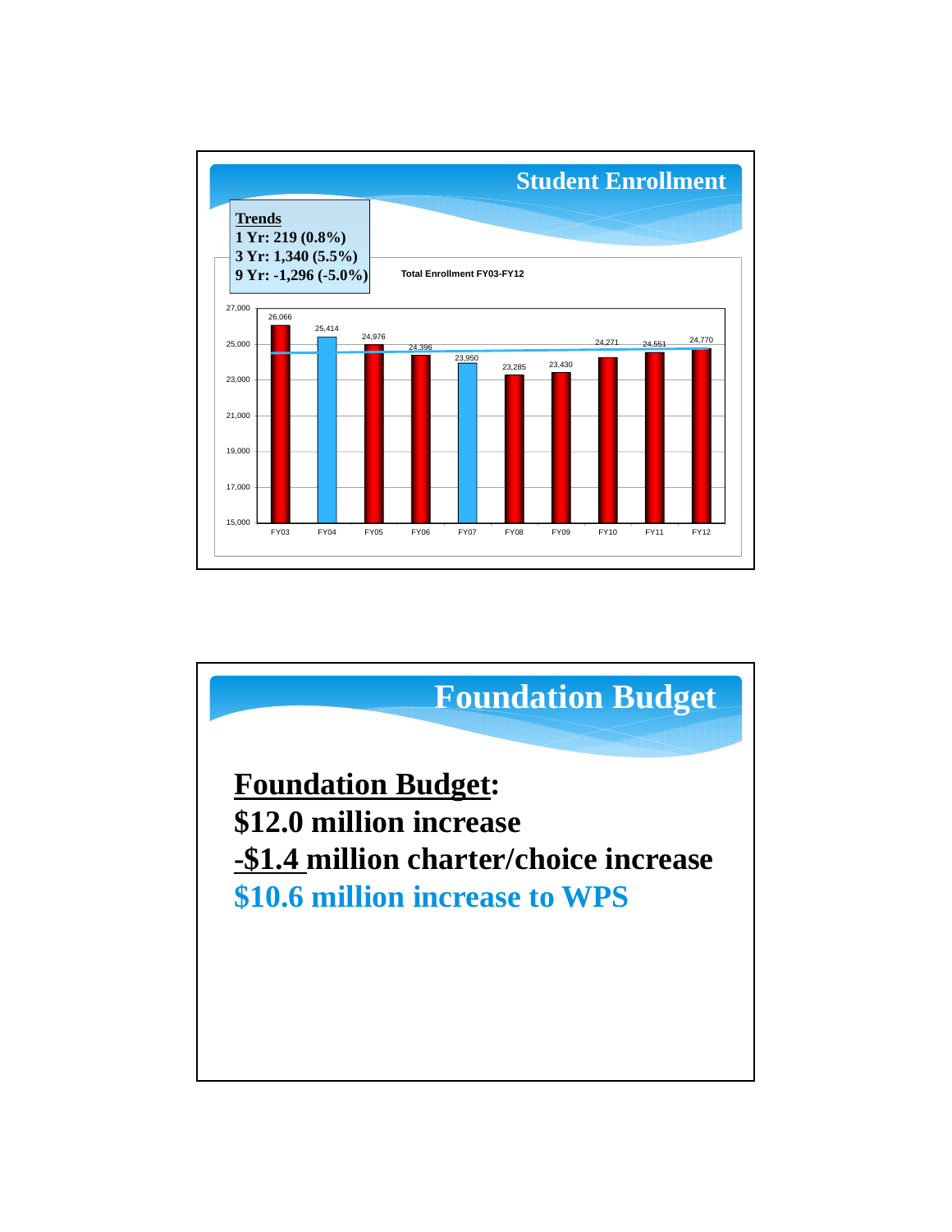## Student Enrollment

**Trends**
**1 Yr: 219 (0.8%)**
**3 Yr: 1,340 (5.5%)**
**9 Yr: -1,296 (-5.0%)**

**Total Enrollment FY03-FY12**

| Fiscal Year | Enrollment |
|---|---|
| FY03 | 26,066 |
| FY04 | 25,414 |
| FY05 | 24,976 |
| FY06 | 24,396 |
| FY07 | 23,950 |
| FY08 | 23,285 |
| FY09 | 23,430 |
| FY10 | 24,271 |
| FY11 | 24,551 |
| FY12 | 24,770 |

## Foundation Budget

**Foundation Budget:**

**$12.0 million increase**

**-$1.4 million charter/choice increase**

**$10.6 million increase to WPS**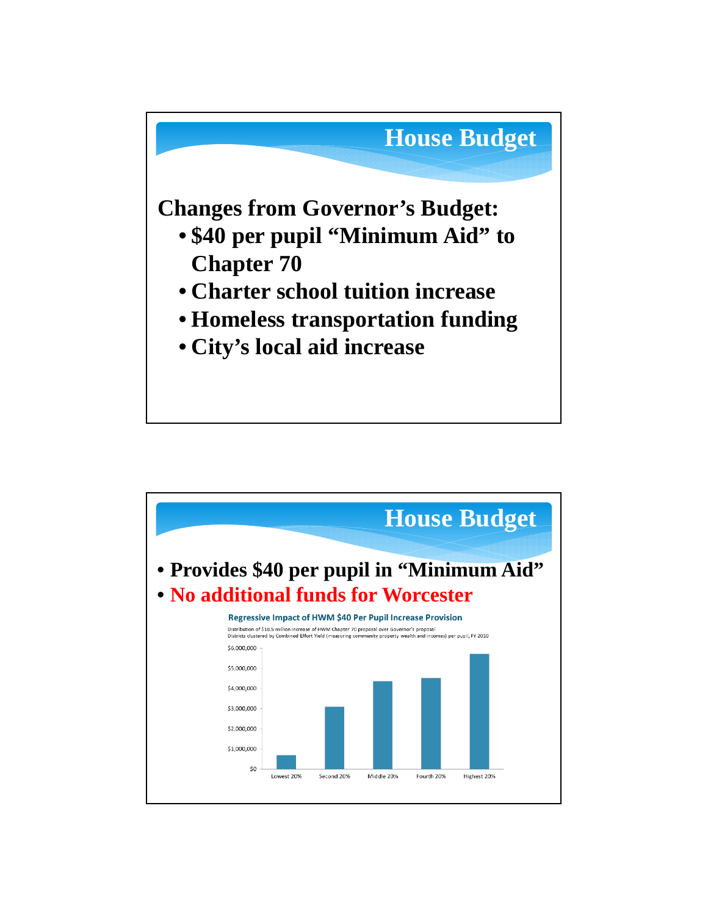## House Budget

**Changes from Governor's Budget:**

- **$40 per pupil "Minimum Aid" to Chapter 70**
- **Charter school tuition increase**
- **Homeless transportation funding**
- **City's local aid increase**

## House Budget

- **Provides $40 per pupil in "Minimum Aid"**
- **No additional funds for Worcester**

**Regressive Impact of HWM $40 Per Pupil Increase Provision**

Distribution of $18.5 million increase of HWM Chapter 70 proposal over Governor's proposal
Districts clustered by Combined Effort Yield (measuring community property wealth and incomes) per pupil, FY 2010

| Group | Amount (approx.) |
|---|---|
| Lowest 20% | ~$700,000 |
| Second 20% | ~$3,100,000 |
| Middle 20% | ~$4,350,000 |
| Fourth 20% | ~$4,500,000 |
| Highest 20% | ~$5,700,000 |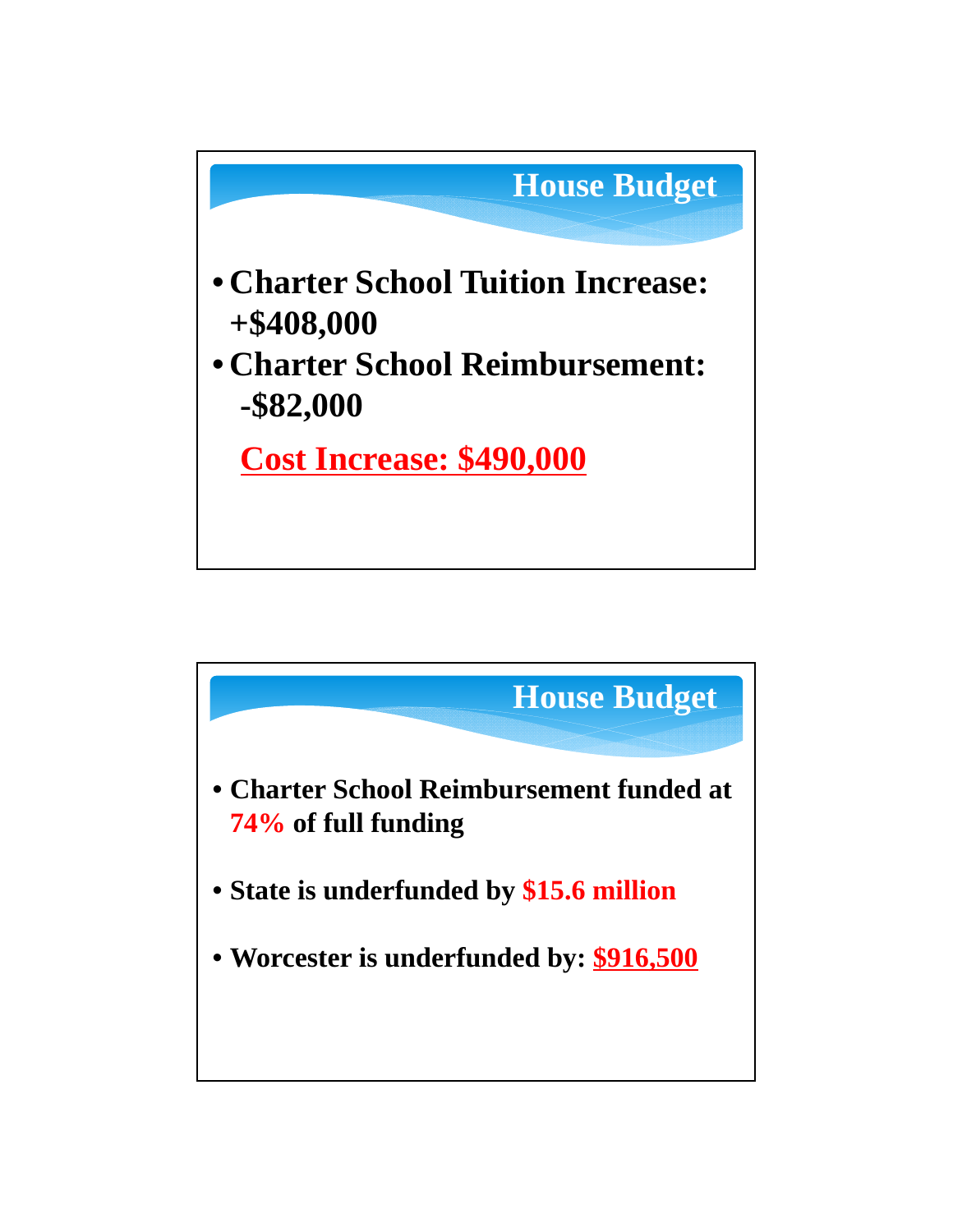## House Budget

- **Charter School Tuition Increase: +$408,000**
- **Charter School Reimbursement: -$82,000**

**Cost Increase: $490,000**

## House Budget

- **Charter School Reimbursement funded at 74% of full funding**
- **State is underfunded by $15.6 million**
- **Worcester is underfunded by: $916,500**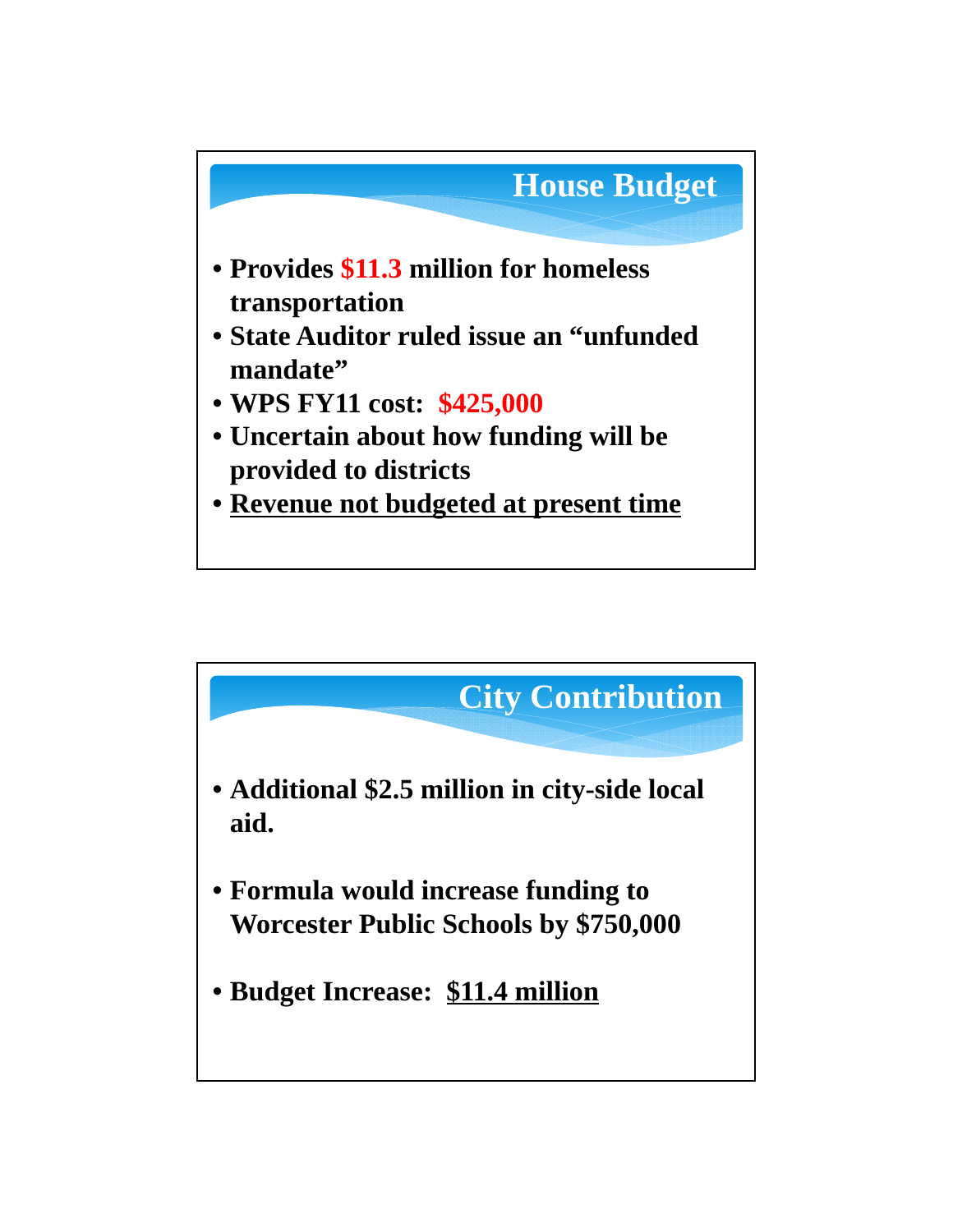## House Budget

- **Provides $11.3 million for homeless transportation**
- **State Auditor ruled issue an "unfunded mandate"**
- **WPS FY11 cost: $425,000**
- **Uncertain about how funding will be provided to districts**
- **<u>Revenue not budgeted at present time</u>**

## City Contribution

- **Additional $2.5 million in city-side local aid.**
- **Formula would increase funding to Worcester Public Schools by $750,000**
- **Budget Increase: <u>$11.4 million</u>**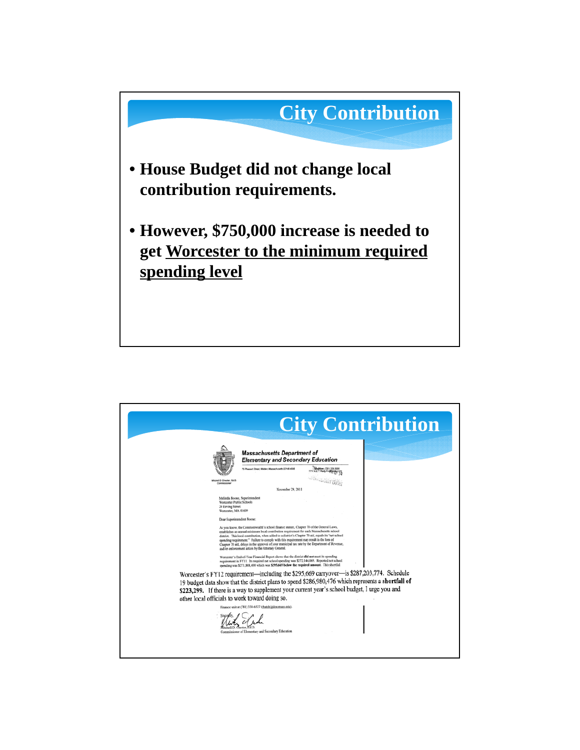## City Contribution

- **House Budget did not change local contribution requirements.**
- **However, $750,000 increase is needed to get <u>Worcester to the minimum required spending level</u>**

## City Contribution

**Massachusetts Department of Elementary and Secondary Education**

75 Pleasant Street, Malden, Massachusetts 02148-4906

Telephone: (781) 338-3000
TTY: N.E.T. Relay 1-800-439-2370

Mitchell D. Chester, Ed.D.
Commissioner

November 29, 2011

Melinda Boone, Superintendent
Worcester Public Schools
20 Irving Street
Worcester, MA 01609

Dear Superintendent Boone:

As you know, the Commonwealth's school finance statute, Chapter 70 of the General Laws, establishes an annual minimum local contribution requirement for each Massachusetts school district. This local contribution, when added to a district's Chapter 70 aid, equals its "net school spending requirement." Failure to comply with this requirement may result in the loss of Chapter 70 aid, delays in the approval of your municipal tax rate by the Department of Revenue, and/or enforcement action by the Attorney General.

Worcester's End-of-Year Financial Report shows that the district **did not** meet its spending requirement in FY11. Its required net school spending was $272,144,069. Reported net school spending was $271,848,400 which was **$295,669 below the required amount.** This shortfall

Worcester's FY12 requirement—including the $295,669 carryover—is $287,203,774. Schedule 19 budget data show that the district plans to spend $286,980,476 which represents a **shortfall of $223,299.** If there is a way to supplement your current year's school budget, I urge you and other local officials to work toward doing so.

Finance unit at (781) 338-6527 (fhatch@doe.mass.edu).

Sincerely,

Mitchell D. Chester, Ed.D.
Commissioner of Elementary and Secondary Education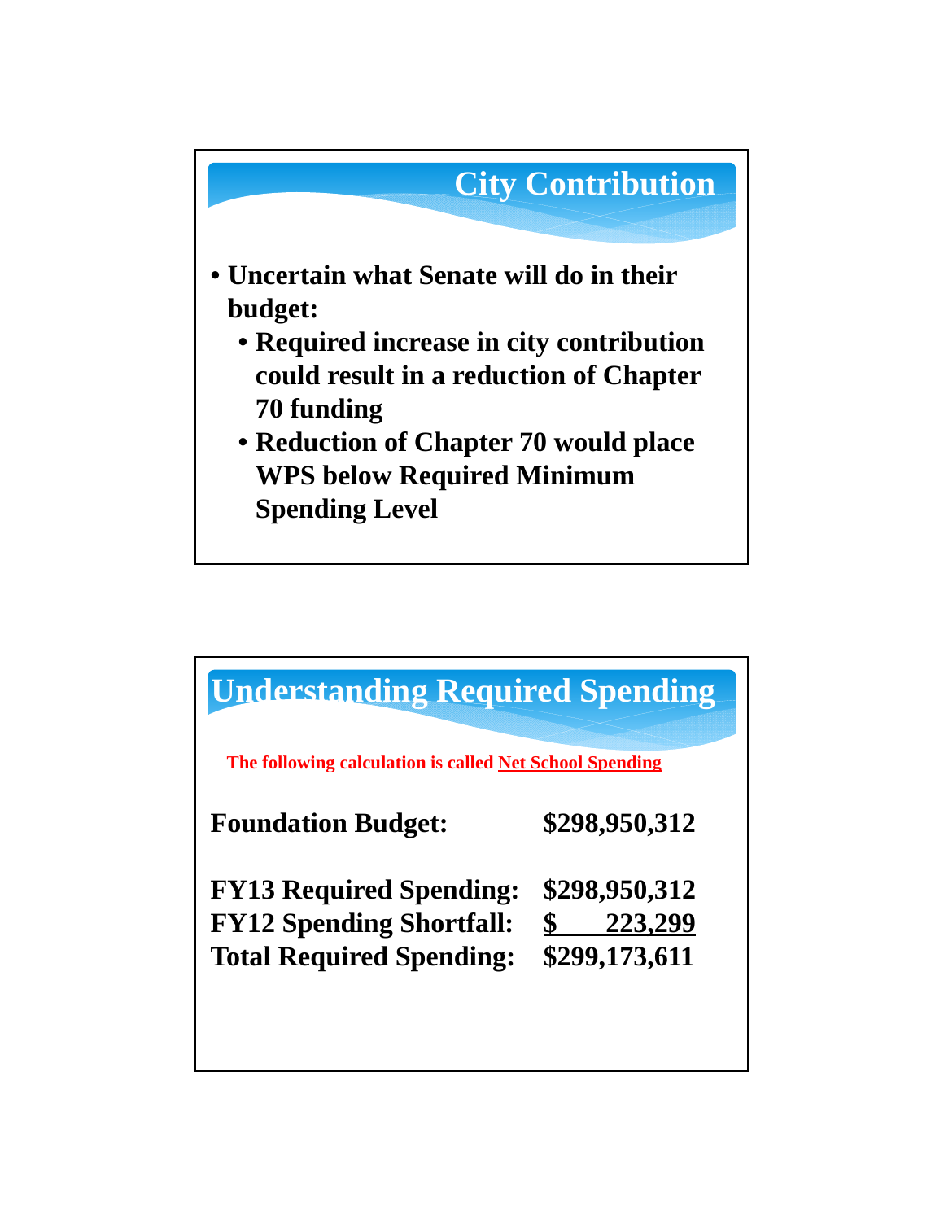## City Contribution

- **Uncertain what Senate will do in their budget:**
  - **Required increase in city contribution could result in a reduction of Chapter 70 funding**
  - **Reduction of Chapter 70 would place WPS below Required Minimum Spending Level**

## Understanding Required Spending

**The following calculation is called <u>Net School Spending</u>**

| | |
|---|---|
| **Foundation Budget:** | **$298,950,312** |
| | |
| **FY13 Required Spending:** | **$298,950,312** |
| **FY12 Spending Shortfall:** | **$ 223,299** |
| **Total Required Spending:** | **$299,173,611** |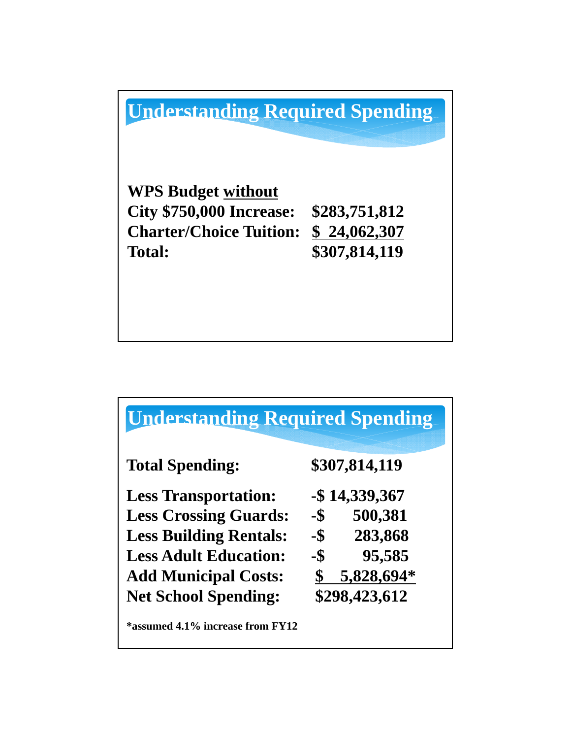## Understanding Required Spending

| | |
|---|---|
| **WPS Budget without City $750,000 Increase:** | **$283,751,812** |
| **Charter/Choice Tuition:** | **$ 24,062,307** |
| **Total:** | **$307,814,119** |

## Understanding Required Spending

| | |
|---|---|
| **Total Spending:** | **$307,814,119** |
| **Less Transportation:** | **-$ 14,339,367** |
| **Less Crossing Guards:** | **-$ 500,381** |
| **Less Building Rentals:** | **-$ 283,868** |
| **Less Adult Education:** | **-$ 95,585** |
| **Add Municipal Costs:** | **$ 5,828,694*** |
| **Net School Spending:** | **$298,423,612** |

***assumed 4.1% increase from FY12**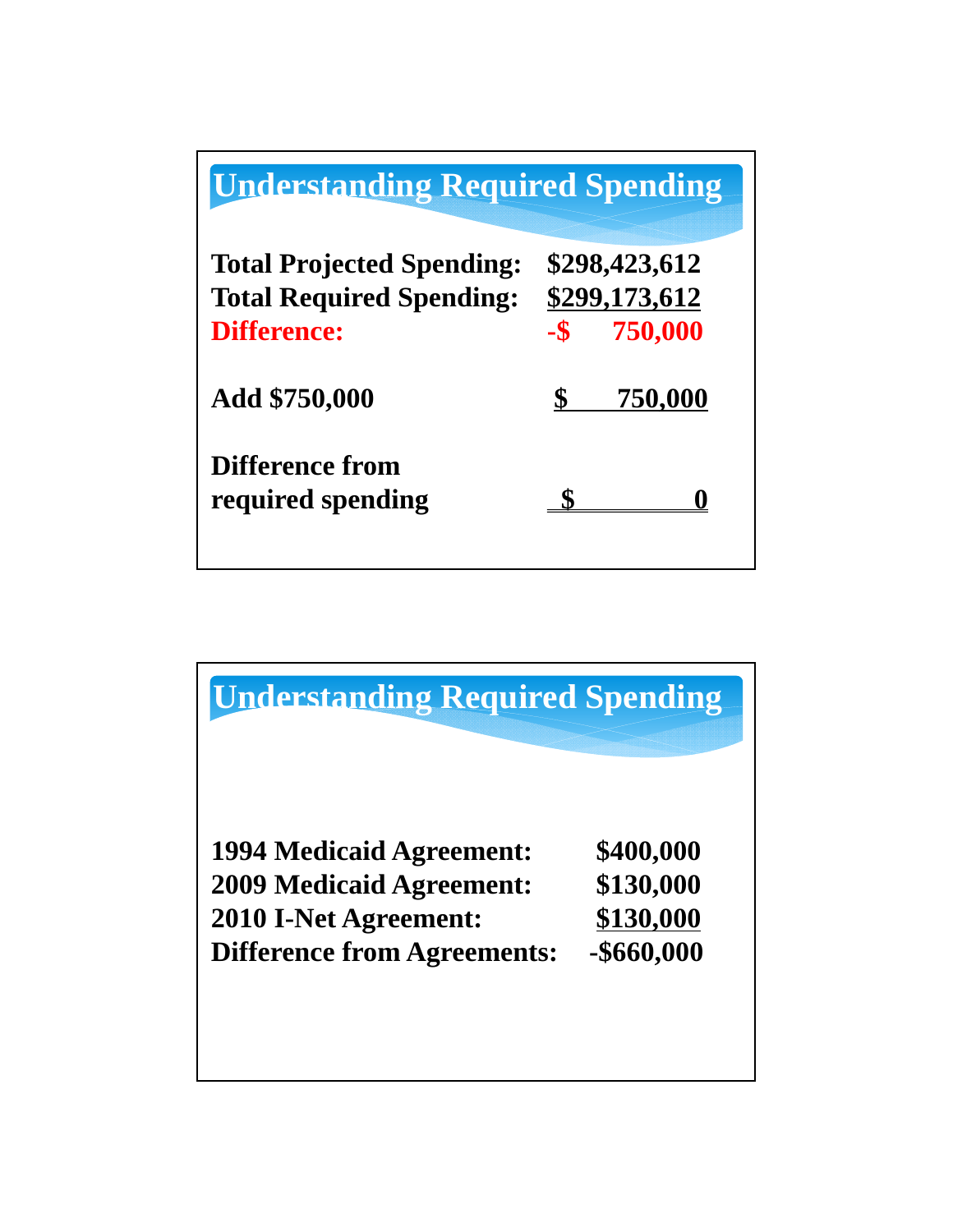## Understanding Required Spending

| | |
|---|---|
| **Total Projected Spending:** | **$298,423,612** |
| **Total Required Spending:** | **$299,173,612** |
| **Difference:** | **-$ 750,000** |
| **Add $750,000** | **$ 750,000** |
| **Difference from required spending** | **$ 0** |

## Understanding Required Spending

| | |
|---|---|
| **1994 Medicaid Agreement:** | **$400,000** |
| **2009 Medicaid Agreement:** | **$130,000** |
| **2010 I-Net Agreement:** | **$130,000** |
| **Difference from Agreements:** | **-$660,000** |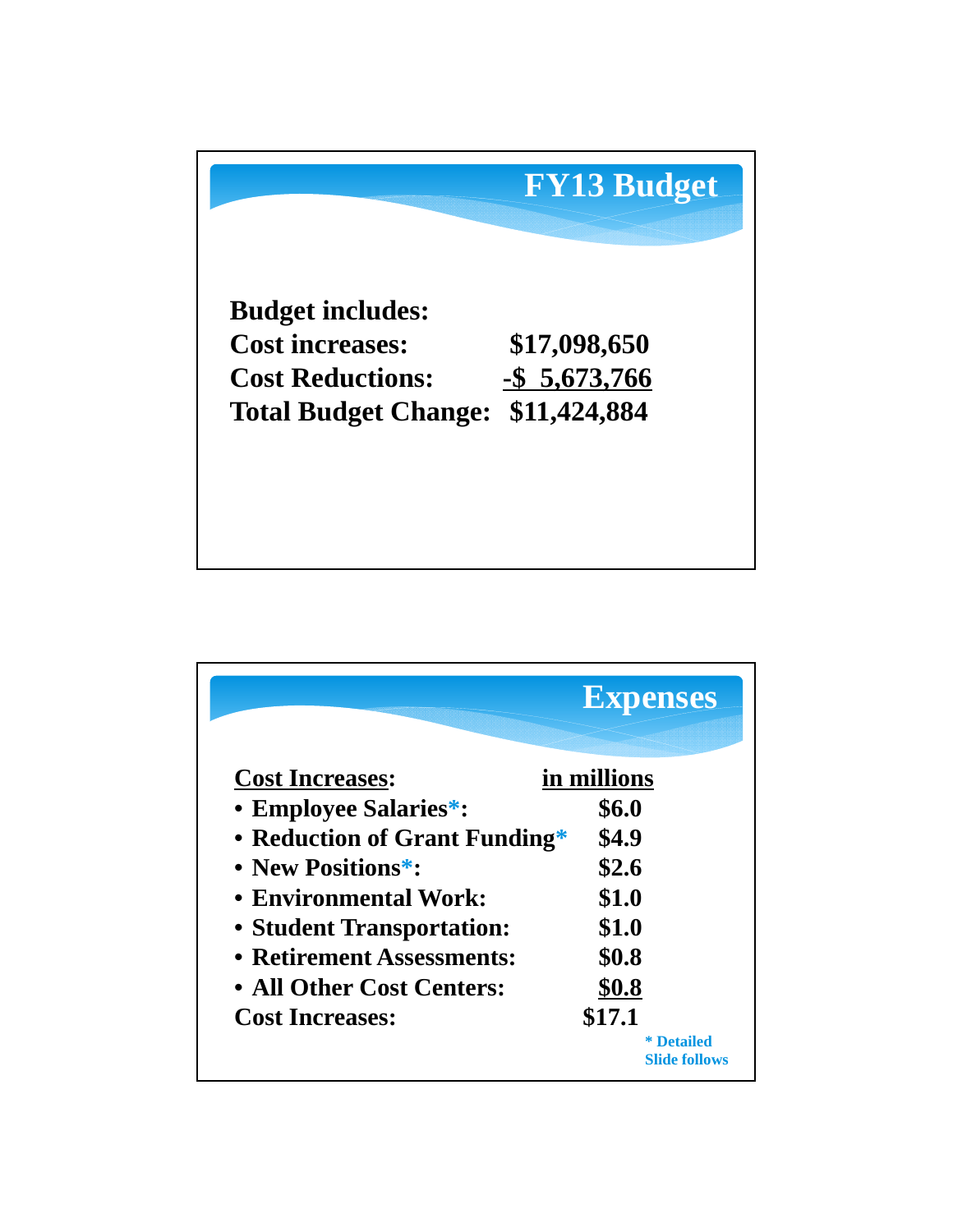# FY13 Budget

| Budget includes: | |
|---|---|
| Cost increases: | $17,098,650 |
| Cost Reductions: | -$ 5,673,766 |
| Total Budget Change: | $11,424,884 |

# Expenses

| Cost Increases: | in millions |
|---|---|
| • Employee Salaries*: | $6.0 |
| • Reduction of Grant Funding* | $4.9 |
| • New Positions*: | $2.6 |
| • Environmental Work: | $1.0 |
| • Student Transportation: | $1.0 |
| • Retirement Assessments: | $0.8 |
| • All Other Cost Centers: | $0.8 |
| Cost Increases: | $17.1 |

* Detailed Slide follows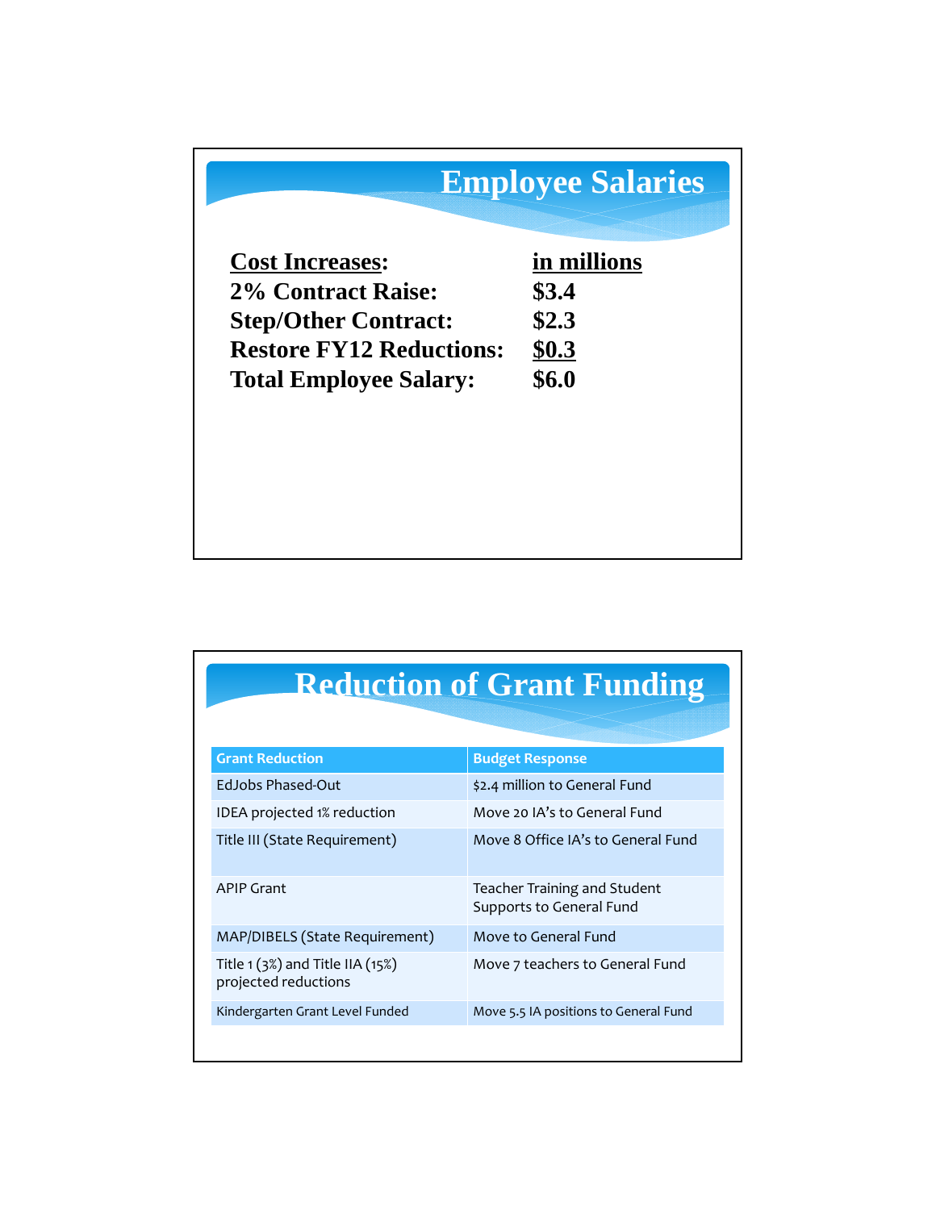## Employee Salaries

| Cost Increases: | in millions |
|---|---|
| 2% Contract Raise: | $3.4 |
| Step/Other Contract: | $2.3 |
| Restore FY12 Reductions: | $0.3 |
| Total Employee Salary: | $6.0 |

## Reduction of Grant Funding

| Grant Reduction | Budget Response |
|---|---|
| EdJobs Phased-Out | $2.4 million to General Fund |
| IDEA projected 1% reduction | Move 20 IA's to General Fund |
| Title III (State Requirement) | Move 8 Office IA's to General Fund |
| APIP Grant | Teacher Training and Student Supports to General Fund |
| MAP/DIBELS (State Requirement) | Move to General Fund |
| Title 1 (3%) and Title IIA (15%) projected reductions | Move 7 teachers to General Fund |
| Kindergarten Grant Level Funded | Move 5.5 IA positions to General Fund |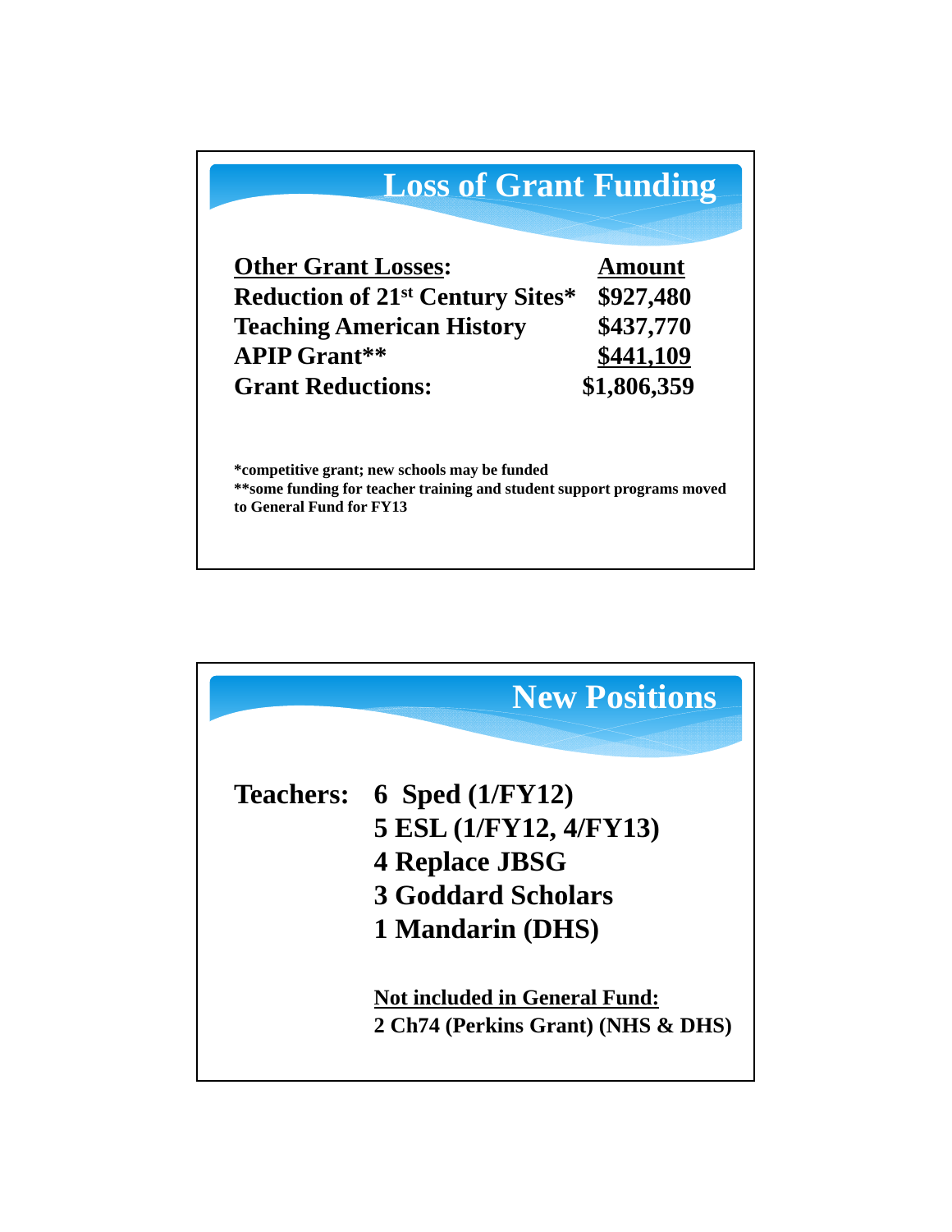## Loss of Grant Funding

| Other Grant Losses: | Amount |
|---|---|
| Reduction of 21st Century Sites* | $927,480 |
| Teaching American History | $437,770 |
| APIP Grant** | $441,109 |
| **Grant Reductions:** | **$1,806,359** |

*competitive grant; new schools may be funded
**some funding for teacher training and student support programs moved to General Fund for FY13

## New Positions

**Teachers:**

- 6 Sped (1/FY12)
- 5 ESL (1/FY12, 4/FY13)
- 4 Replace JBSG
- 3 Goddard Scholars
- 1 Mandarin (DHS)

**Not included in General Fund:**
2 Ch74 (Perkins Grant) (NHS & DHS)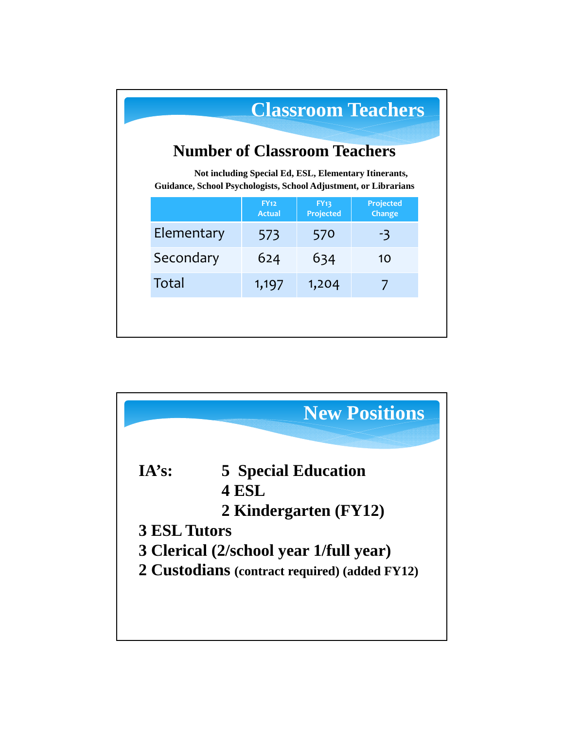# Classroom Teachers

## Number of Classroom Teachers

**Not including Special Ed, ESL, Elementary Itinerants, Guidance, School Psychologists, School Adjustment, or Librarians**

| | FY12 Actual | FY13 Projected | Projected Change |
|---|---|---|---|
| Elementary | 573 | 570 | -3 |
| Secondary | 624 | 634 | 10 |
| Total | 1,197 | 1,204 | 7 |

# New Positions

**IA's:** **5 Special Education**
**4 ESL**
**2 Kindergarten (FY12)**

**3 ESL Tutors**

**3 Clerical (2/school year 1/full year)**

**2 Custodians (contract required) (added FY12)**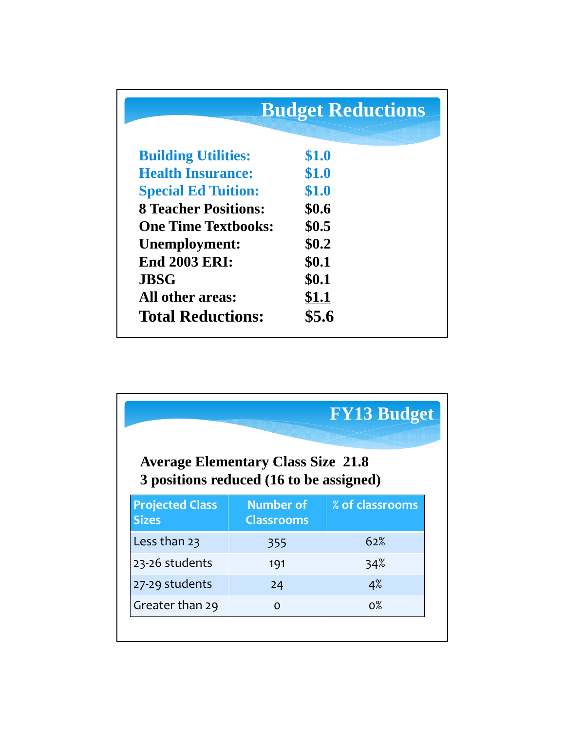## Budget Reductions

| | |
|---|---|
| Building Utilities: | $1.0 |
| Health Insurance: | $1.0 |
| Special Ed Tuition: | $1.0 |
| 8 Teacher Positions: | $0.6 |
| One Time Textbooks: | $0.5 |
| Unemployment: | $0.2 |
| End 2003 ERI: | $0.1 |
| JBSG | $0.1 |
| All other areas: | $1.1 |
| **Total Reductions:** | **$5.6** |

## FY13 Budget

**Average Elementary Class Size 21.8**
**3 positions reduced (16 to be assigned)**

| Projected Class Sizes | Number of Classrooms | % of classrooms |
|---|---|---|
| Less than 23 | 355 | 62% |
| 23-26 students | 191 | 34% |
| 27-29 students | 24 | 4% |
| Greater than 29 | 0 | 0% |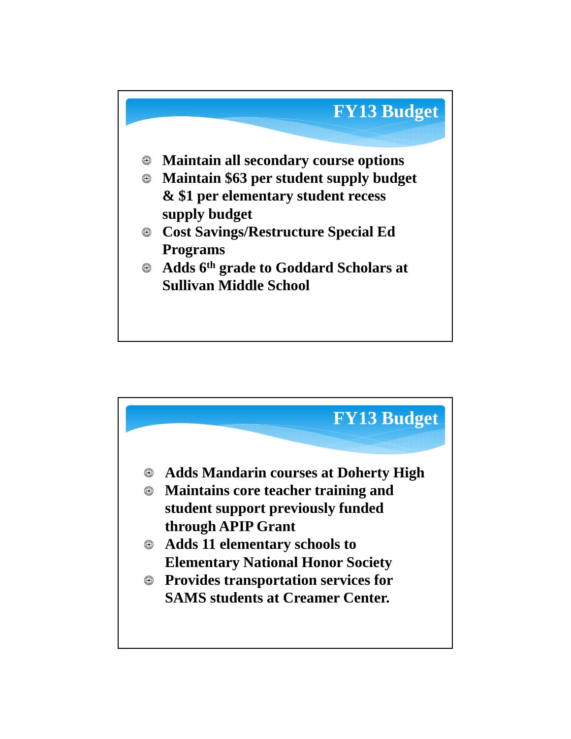## FY13 Budget

- Maintain all secondary course options
- Maintain $63 per student supply budget & $1 per elementary student recess supply budget
- Cost Savings/Restructure Special Ed Programs
- Adds 6th grade to Goddard Scholars at Sullivan Middle School

## FY13 Budget

- Adds Mandarin courses at Doherty High
- Maintains core teacher training and student support previously funded through APIP Grant
- Adds 11 elementary schools to Elementary National Honor Society
- Provides transportation services for SAMS students at Creamer Center.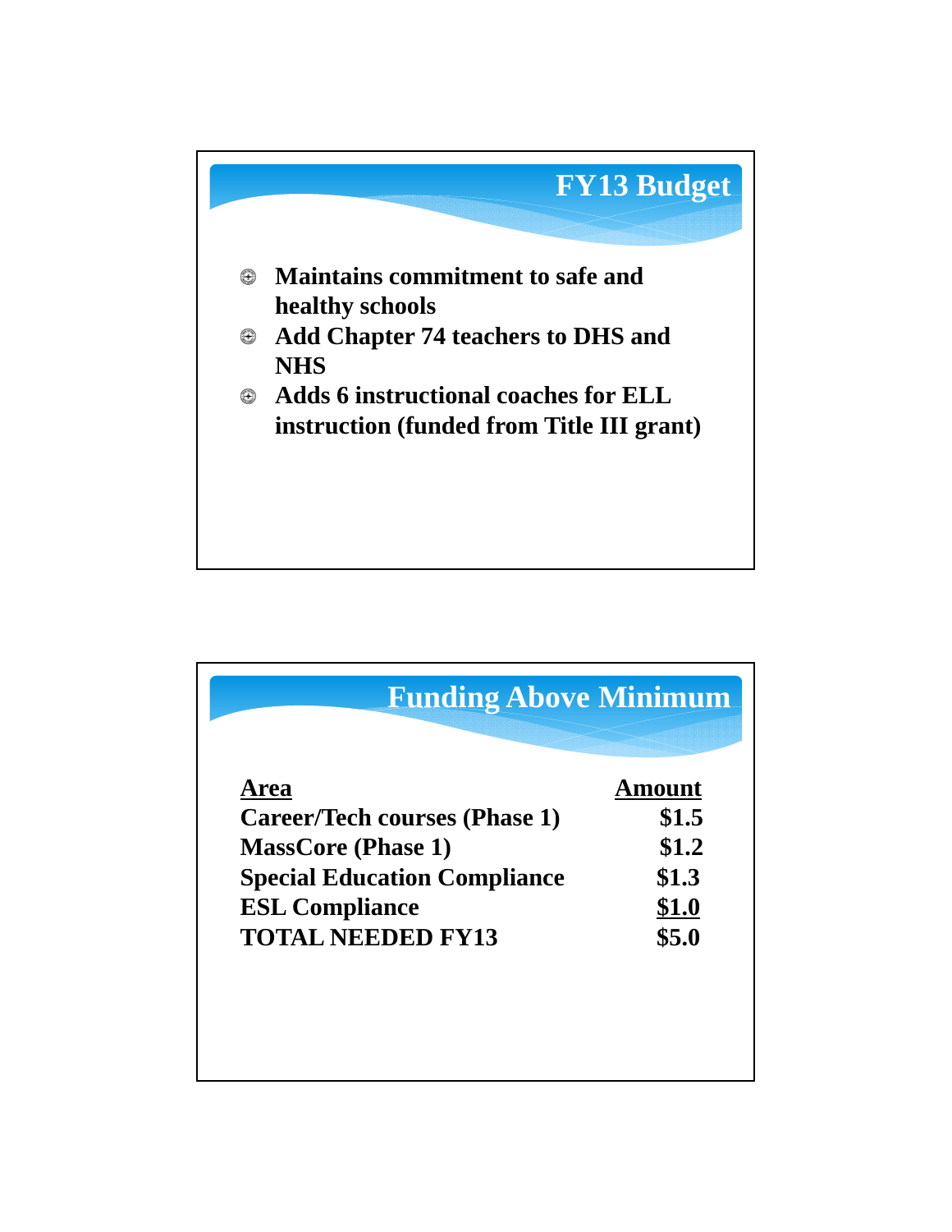## FY13 Budget

- Maintains commitment to safe and healthy schools
- Add Chapter 74 teachers to DHS and NHS
- Adds 6 instructional coaches for ELL instruction (funded from Title III grant)

## Funding Above Minimum

| Area | Amount |
| --- | --- |
| Career/Tech courses (Phase 1) | $1.5 |
| MassCore (Phase 1) | $1.2 |
| Special Education Compliance | $1.3 |
| ESL Compliance | $1.0 |
| TOTAL NEEDED FY13 | $5.0 |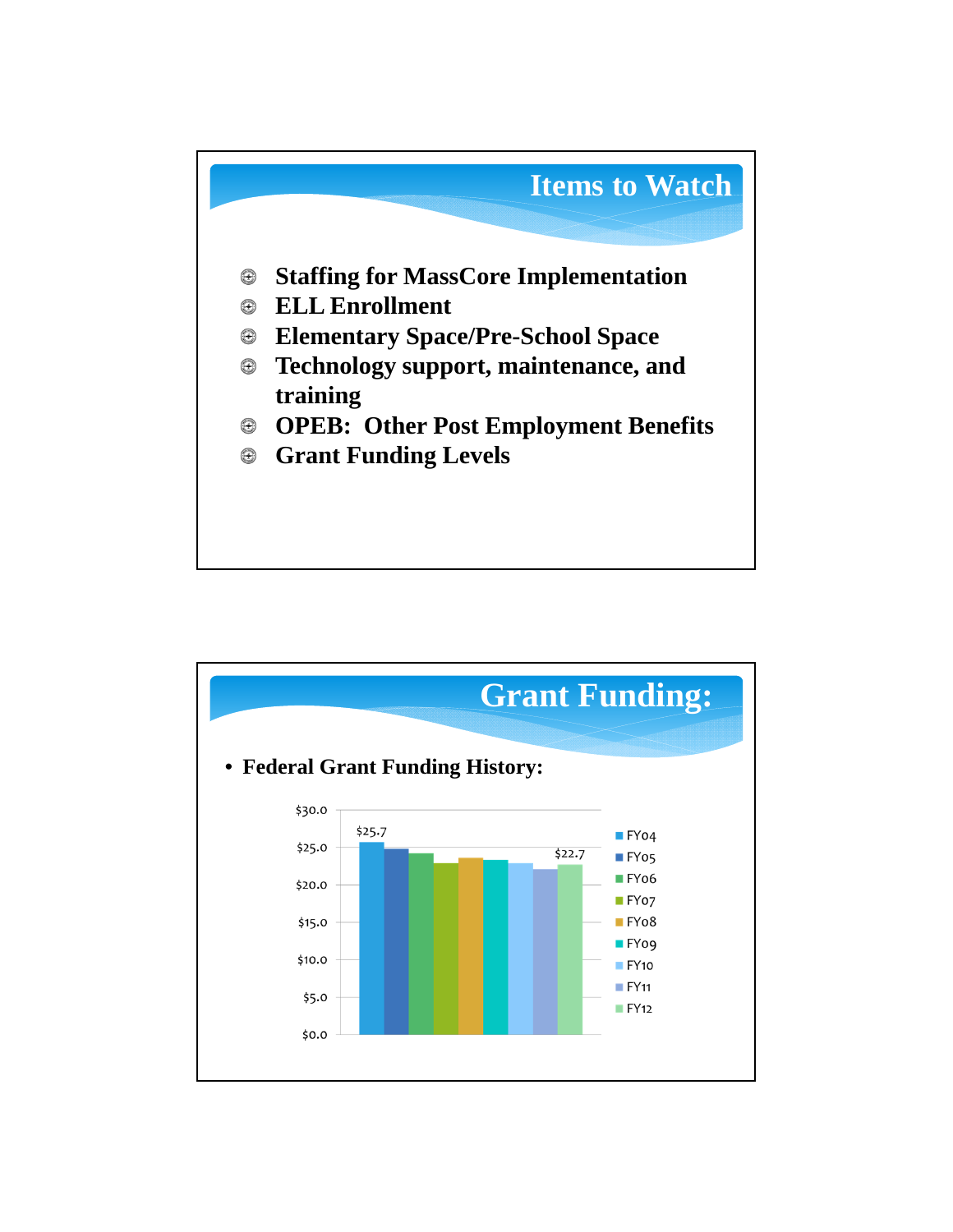## Items to Watch

- Staffing for MassCore Implementation
- ELL Enrollment
- Elementary Space/Pre-School Space
- Technology support, maintenance, and training
- OPEB: Other Post Employment Benefits
- Grant Funding Levels

## Grant Funding:

- Federal Grant Funding History:

$30.0
$25.0
$20.0
$15.0
$10.0
$5.0
$0.0

$25.7
$22.7

FY04
FY05
FY06
FY07
FY08
FY09
FY10
FY11
FY12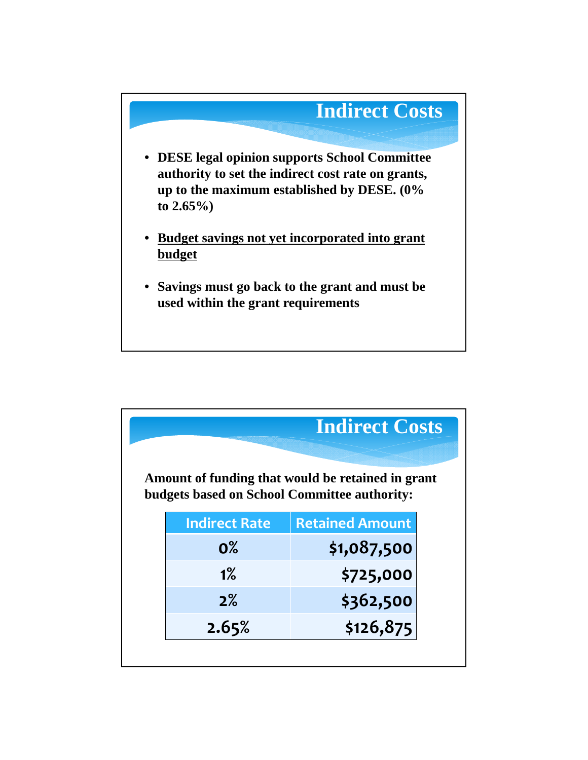## Indirect Costs

- **DESE legal opinion supports School Committee authority to set the indirect cost rate on grants, up to the maximum established by DESE. (0% to 2.65%)**
- **<u>Budget savings not yet incorporated into grant budget</u>**
- **Savings must go back to the grant and must be used within the grant requirements**

## Indirect Costs

**Amount of funding that would be retained in grant budgets based on School Committee authority:**

| Indirect Rate | Retained Amount |
|---|---|
| 0% | $1,087,500 |
| 1% | $725,000 |
| 2% | $362,500 |
| 2.65% | $126,875 |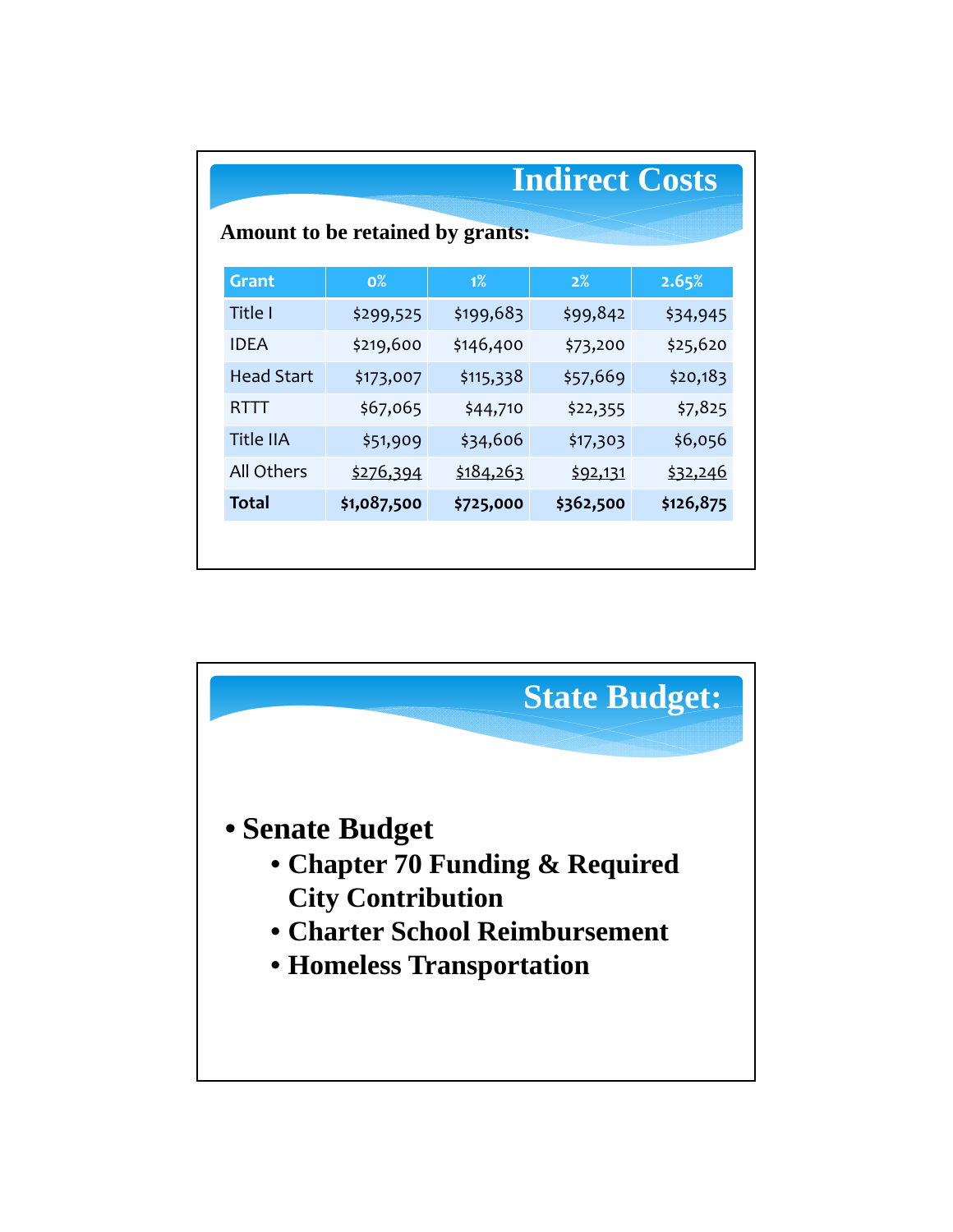## Indirect Costs

**Amount to be retained by grants:**

| Grant | 0% | 1% | 2% | 2.65% |
|---|---|---|---|---|
| Title I | $299,525 | $199,683 | $99,842 | $34,945 |
| IDEA | $219,600 | $146,400 | $73,200 | $25,620 |
| Head Start | $173,007 | $115,338 | $57,669 | $20,183 |
| RTTT | $67,065 | $44,710 | $22,355 | $7,825 |
| Title IIA | $51,909 | $34,606 | $17,303 | $6,056 |
| All Others | $276,394 | $184,263 | $92,131 | $32,246 |
| **Total** | **$1,087,500** | **$725,000** | **$362,500** | **$126,875** |

## State Budget:

- **Senate Budget**
  - **Chapter 70 Funding & Required City Contribution**
  - **Charter School Reimbursement**
  - **Homeless Transportation**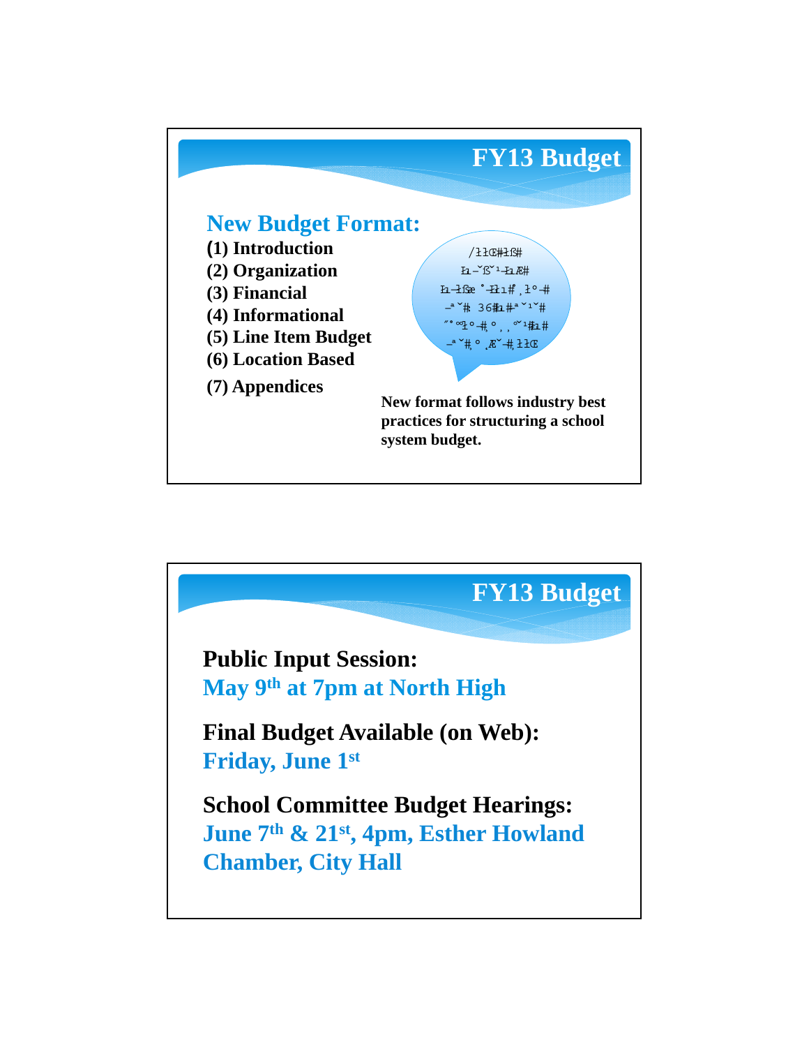## FY13 Budget

### New Budget Format:

**(1) Introduction**
**(2) Organization**
**(3) Financial**
**(4) Informational**
**(5) Line Item Budget**
**(6) Location Based**
**(7) Appendices**

**New format follows industry best practices for structuring a school system budget.**

## FY13 Budget

**Public Input Session:**
**May 9th at 7pm at North High**

**Final Budget Available (on Web):**
**Friday, June 1st**

**School Committee Budget Hearings:**
**June 7th & 21st, 4pm, Esther Howland Chamber, City Hall**